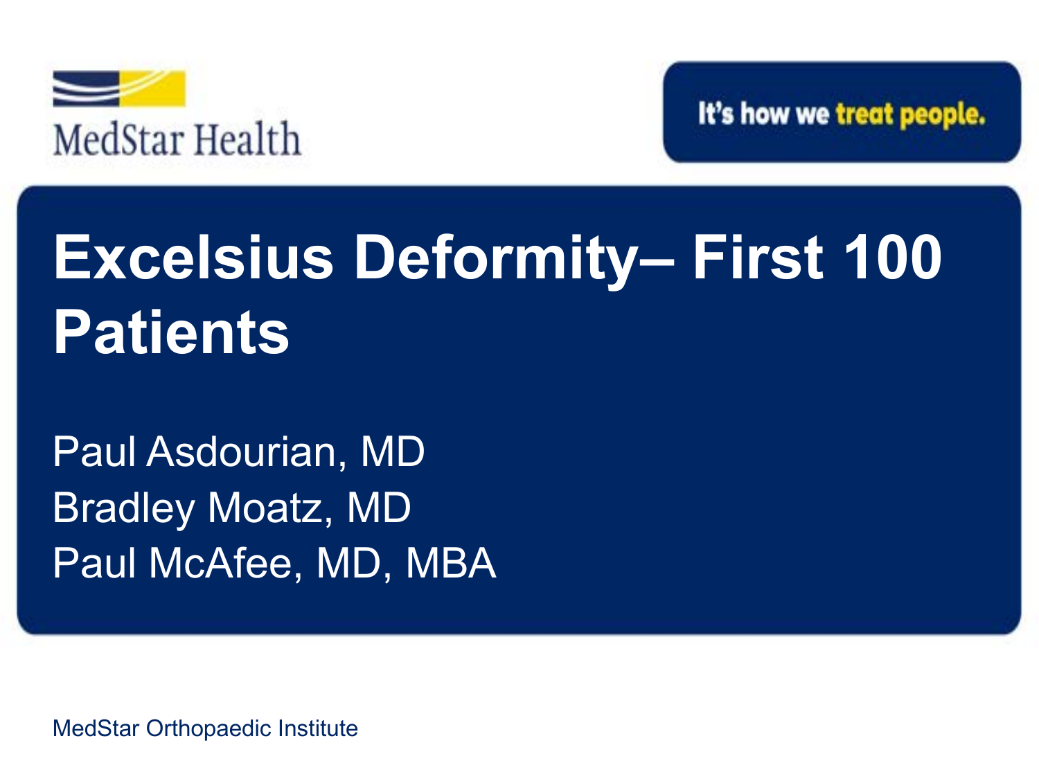MedStar Health

It's how we treat people.

# Excelsius Deformity– First 100 Patients

Paul Asdourian, MD
Bradley Moatz, MD
Paul McAfee, MD, MBA

MedStar Orthopaedic Institute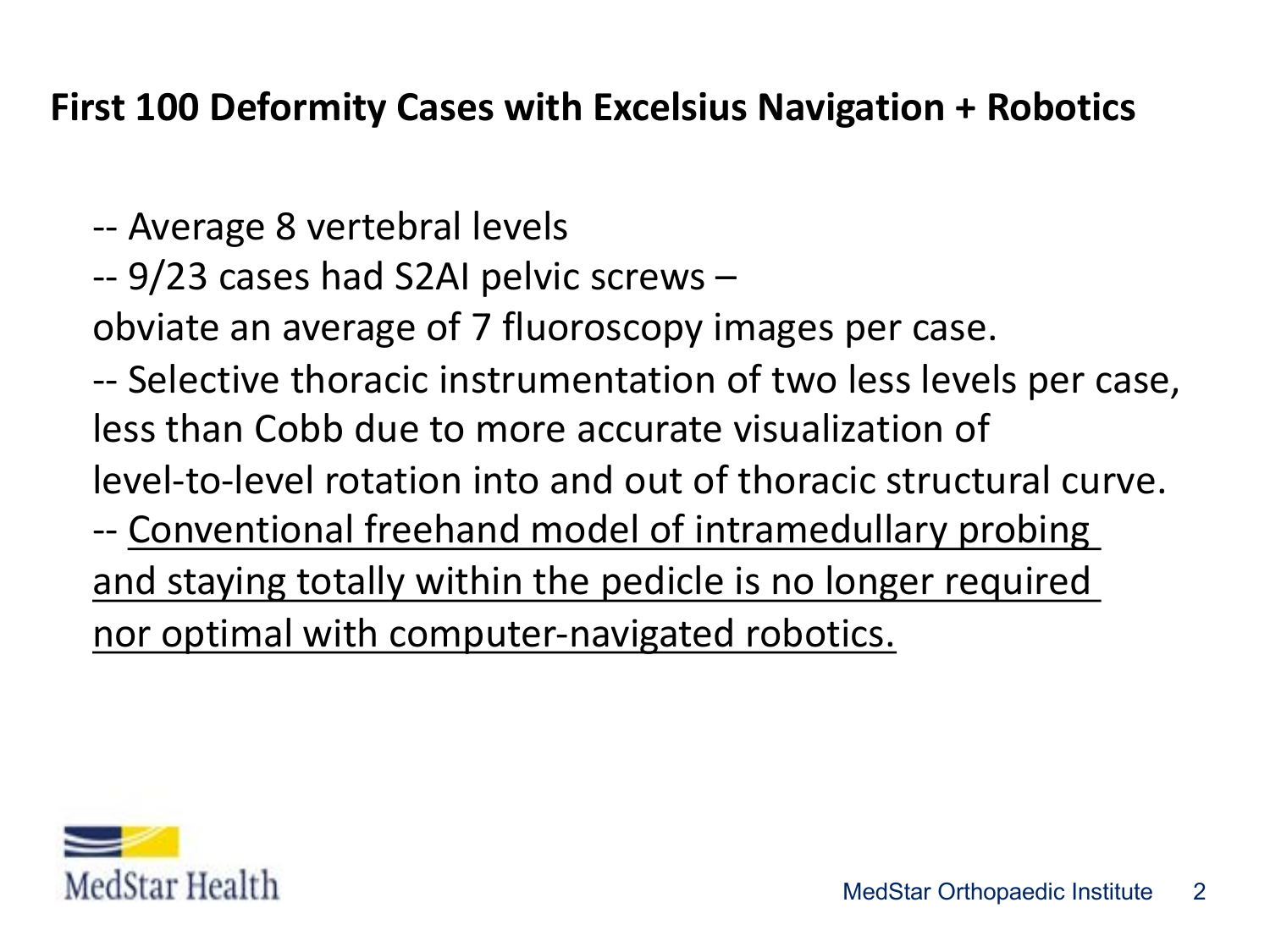# First 100 Deformity Cases with Excelsius Navigation + Robotics

-- Average 8 vertebral levels
-- 9/23 cases had S2AI pelvic screws –
obviate an average of 7 fluoroscopy images per case.
-- Selective thoracic instrumentation of two less levels per case, less than Cobb due to more accurate visualization of level-to-level rotation into and out of thoracic structural curve.
-- <u>Conventional freehand model of intramedullary probing and staying totally within the pedicle is no longer required nor optimal with computer-navigated robotics.</u>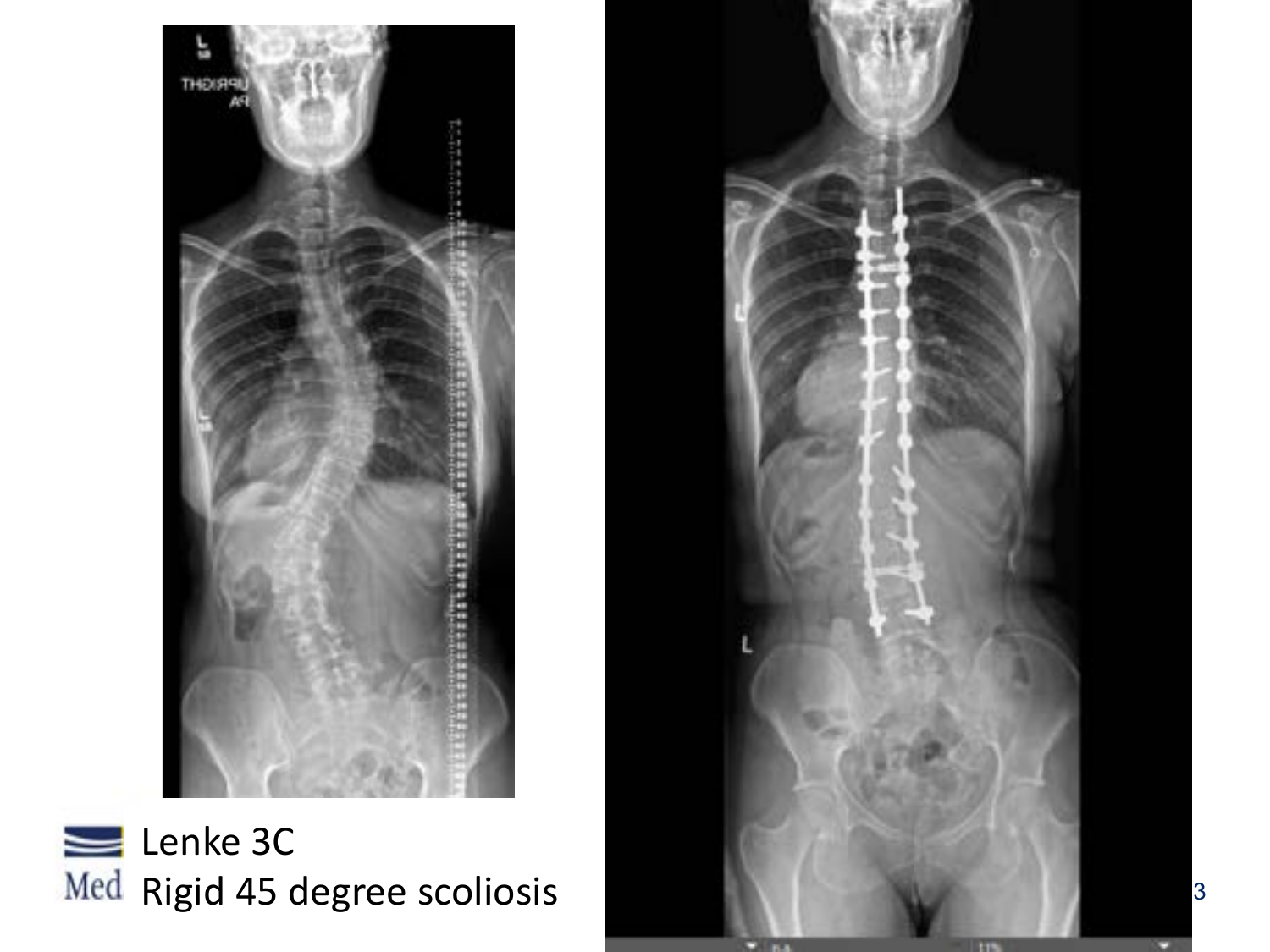Lenke 3C

Rigid 45 degree scoliosis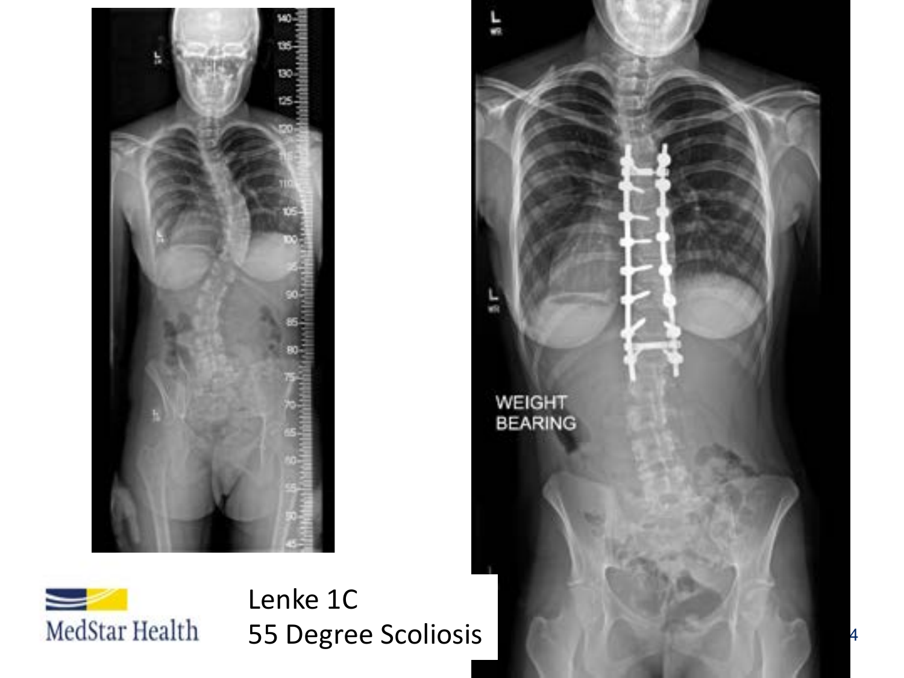Lenke 1C

55 Degree Scoliosis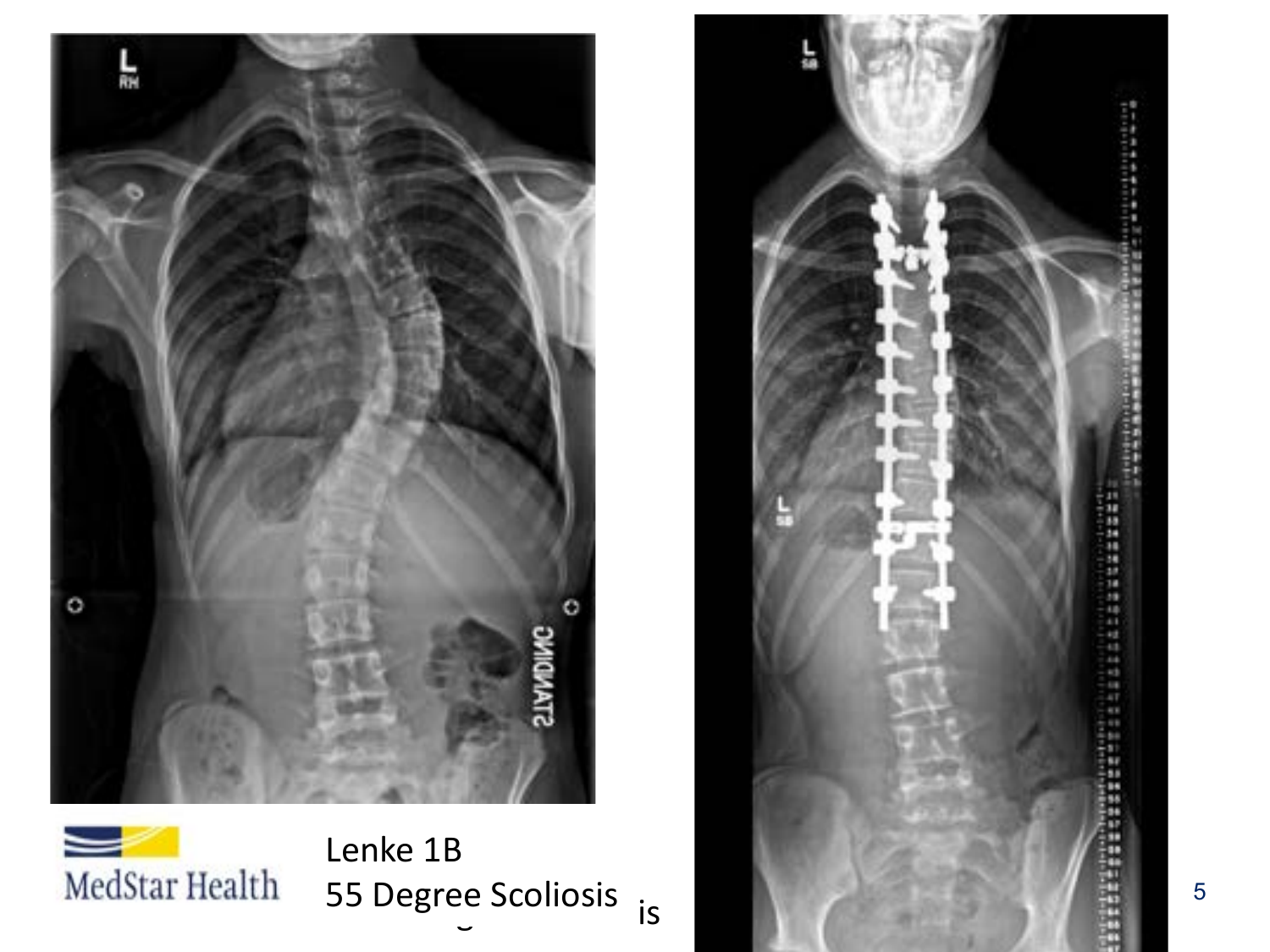Lenke 1B

55 Degree Scoliosis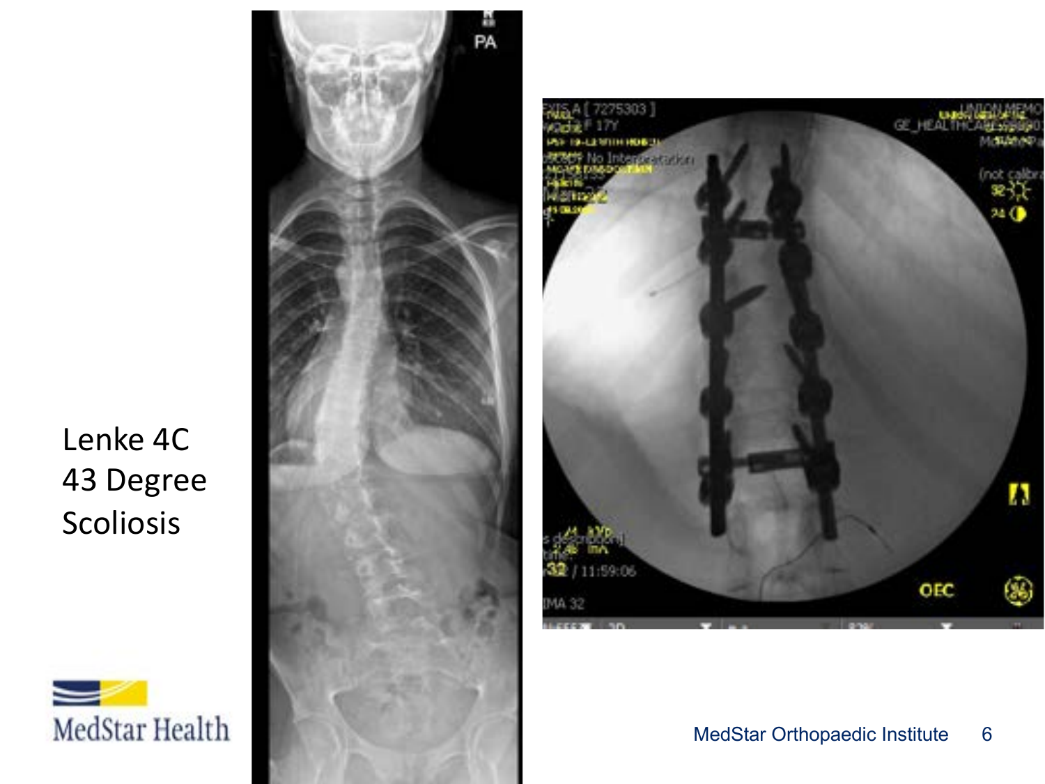Lenke 4C
43 Degree
Scoliosis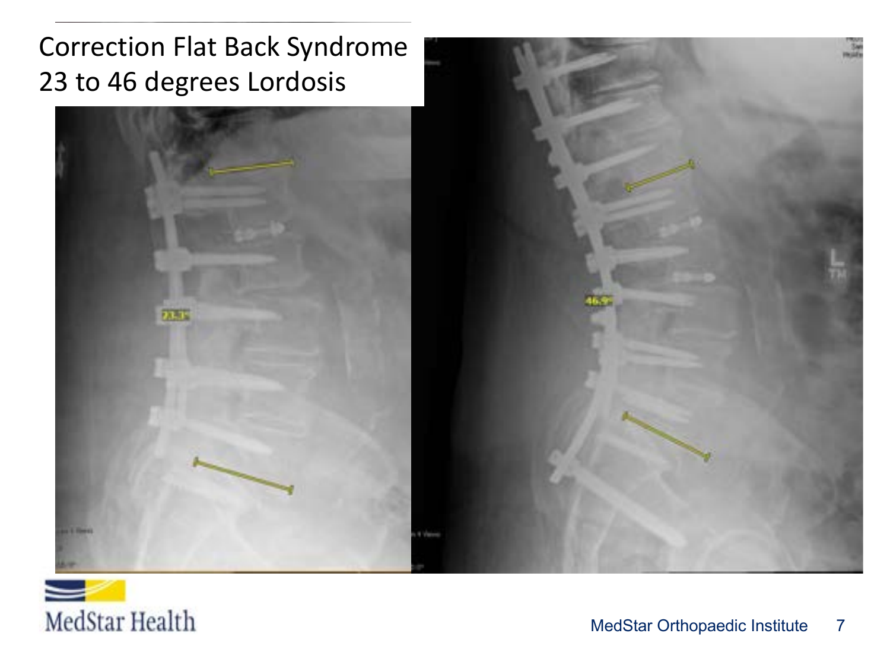# Correction Flat Back Syndrome
# 23 to 46 degrees Lordosis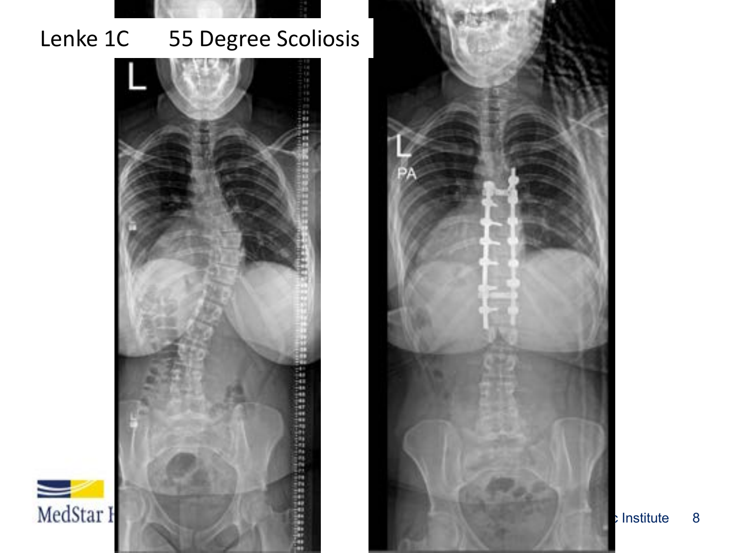Lenke 1C 55 Degree Scoliosis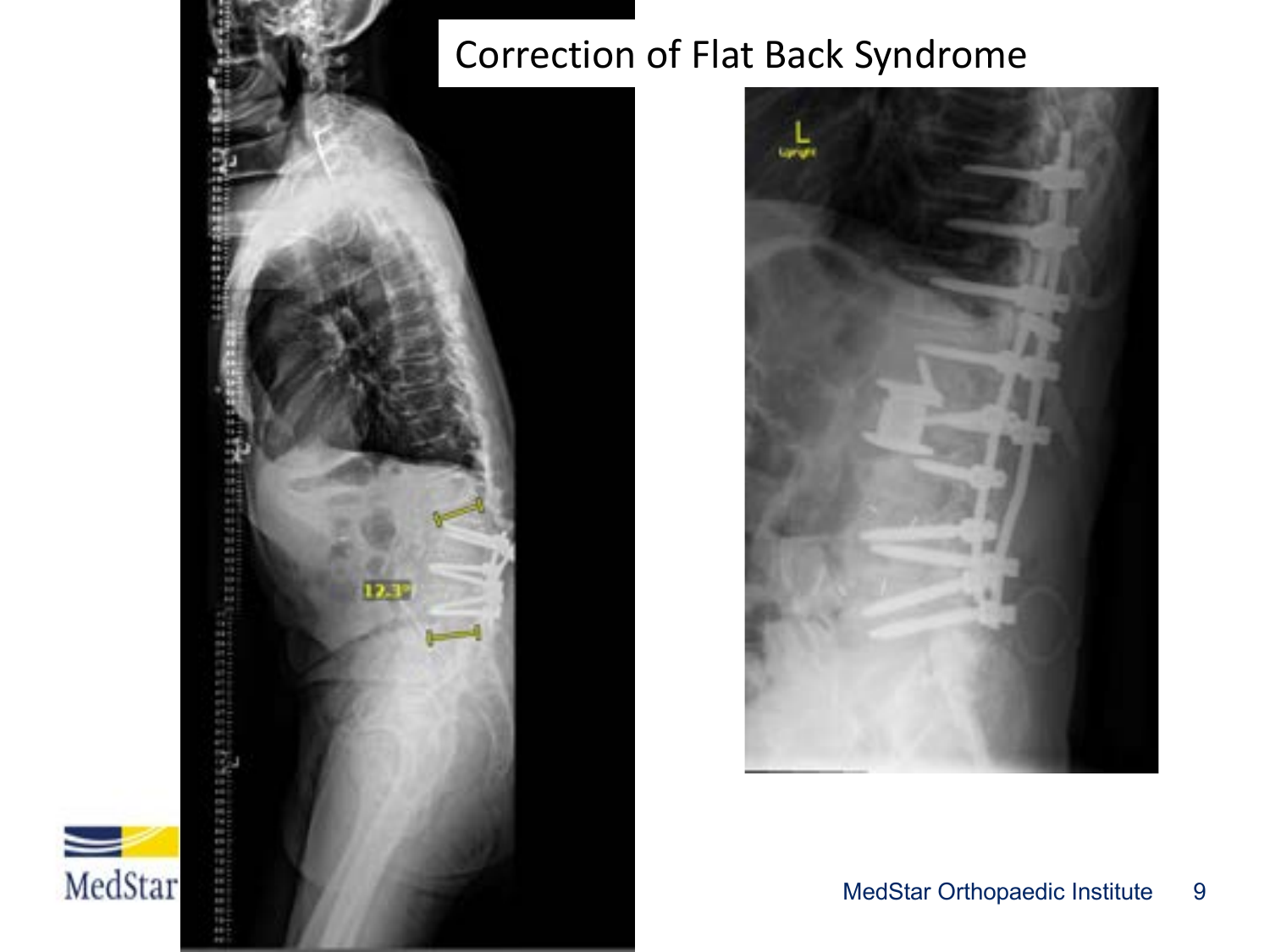# Correction of Flat Back Syndrome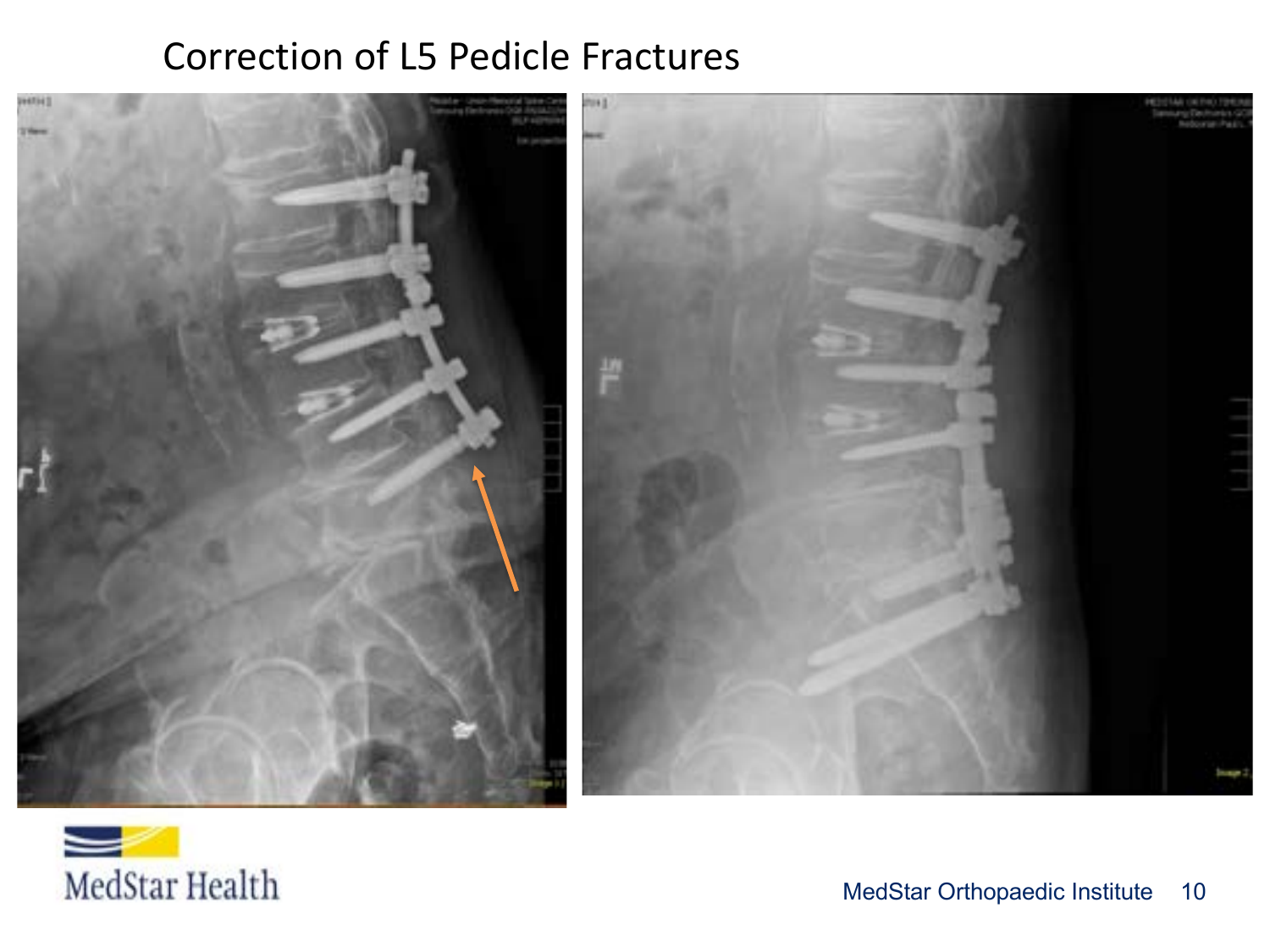# Correction of L5 Pedicle Fractures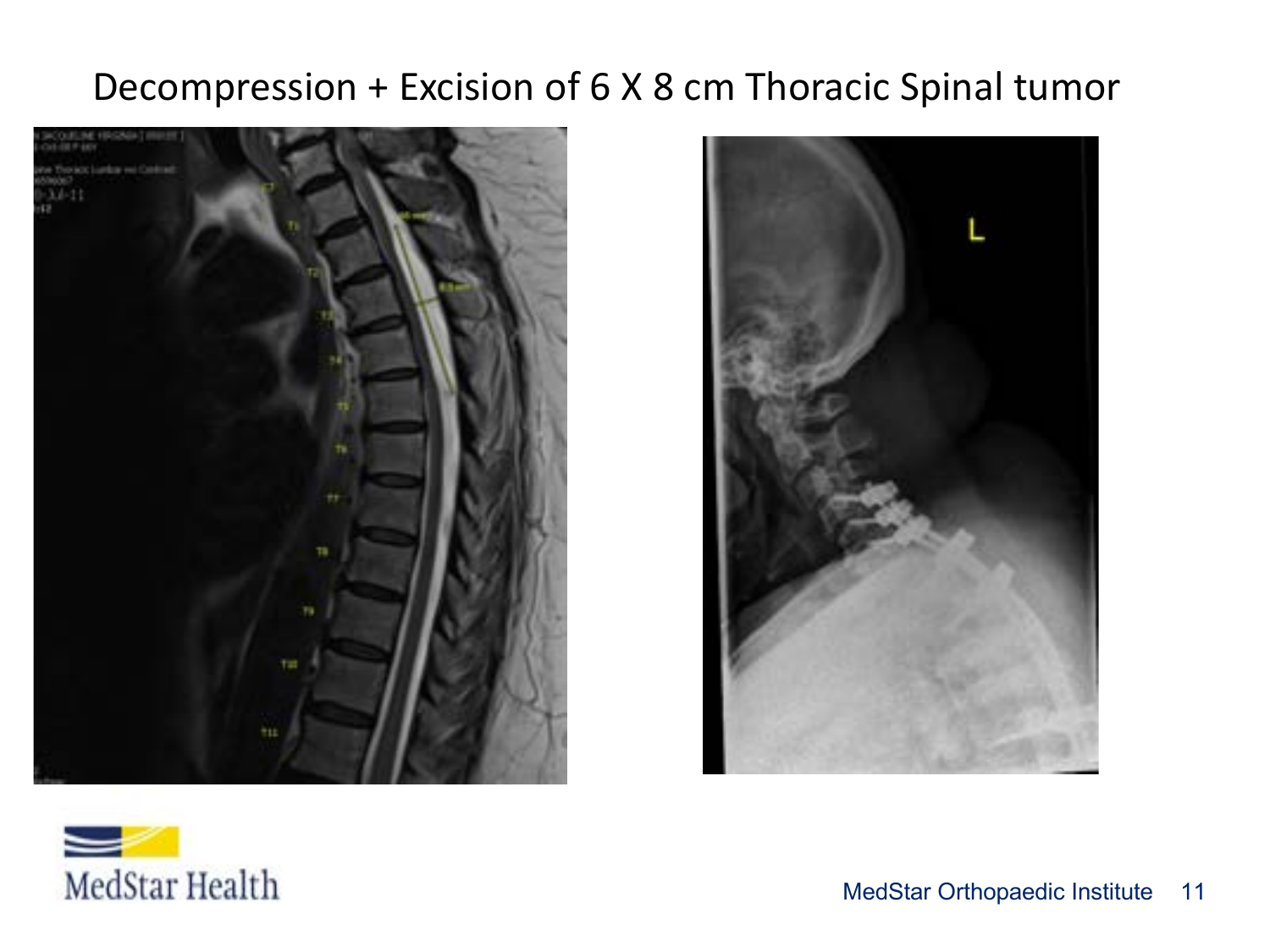# Decompression + Excision of 6 X 8 cm Thoracic Spinal tumor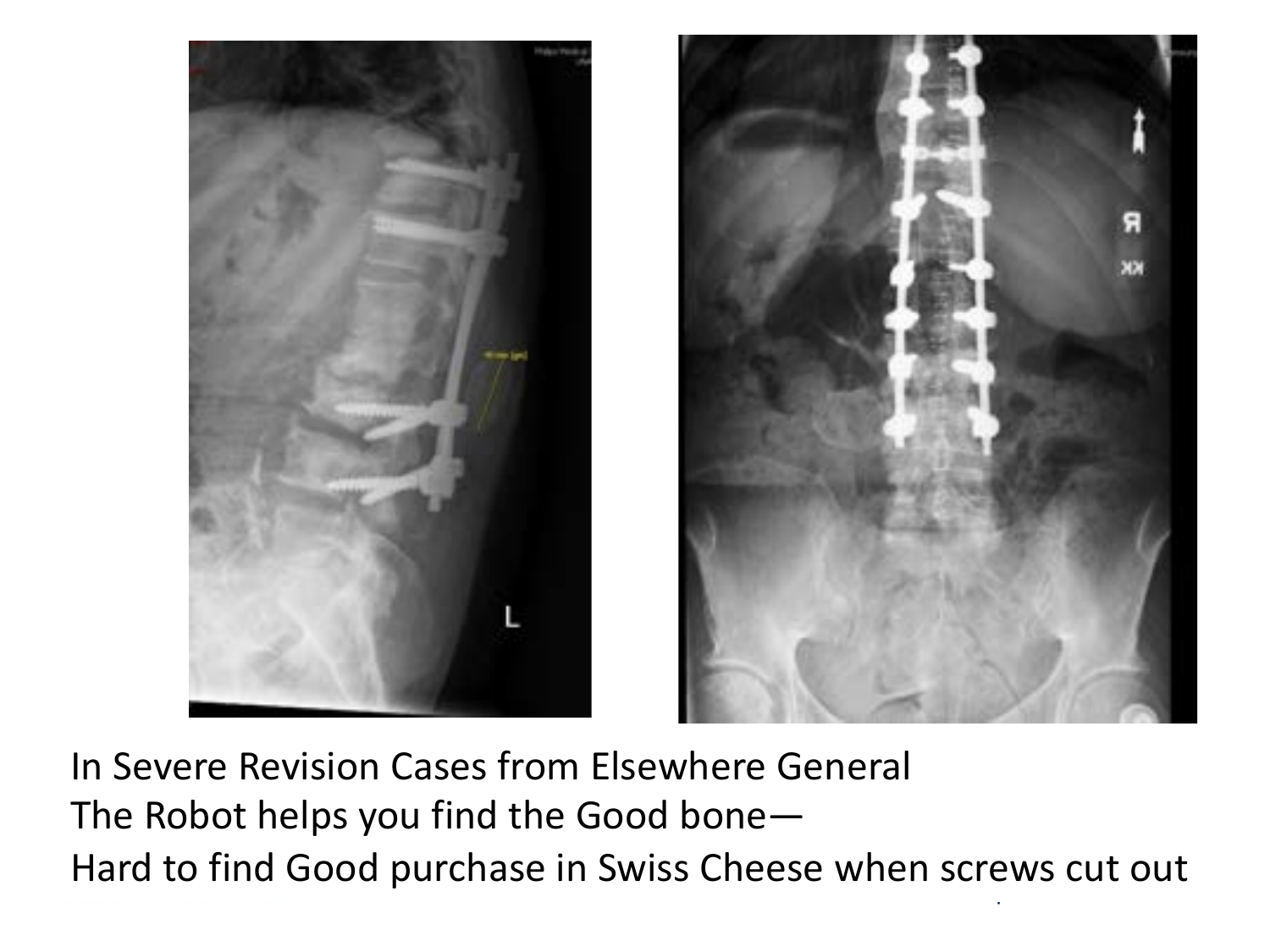In Severe Revision Cases from Elsewhere General
The Robot helps you find the Good bone—
Hard to find Good purchase in Swiss Cheese when screws cut out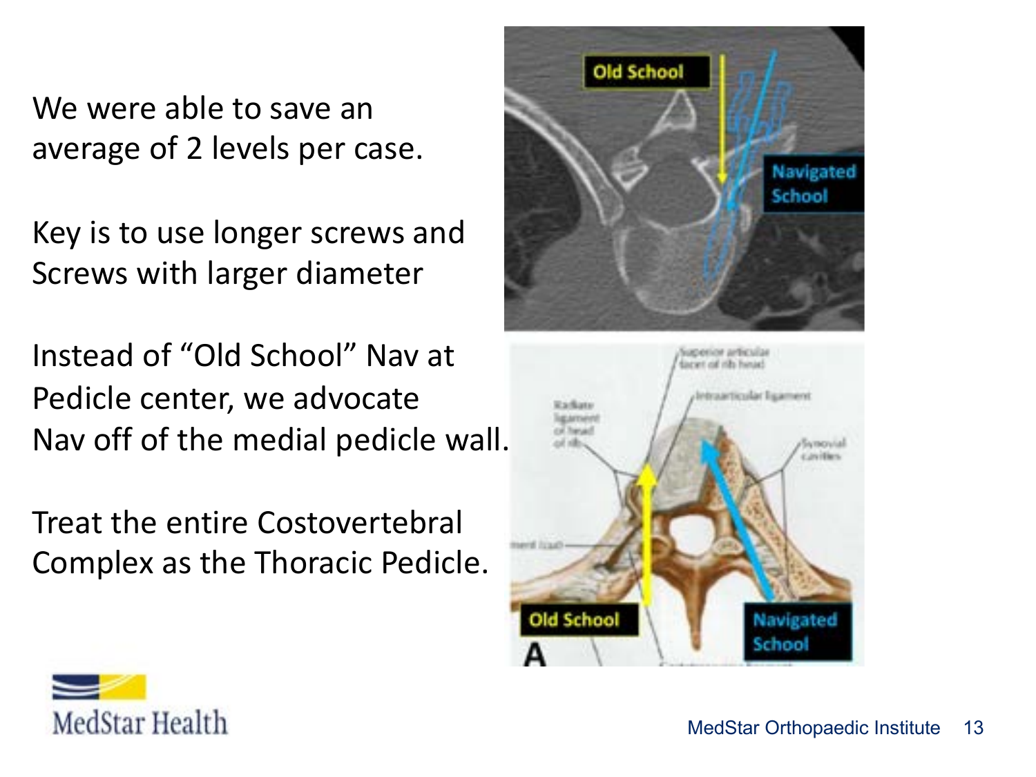We were able to save an average of 2 levels per case.

Key is to use longer screws and Screws with larger diameter

Instead of "Old School" Nav at Pedicle center, we advocate Nav off of the medial pedicle wall.

Treat the entire Costovertebral Complex as the Thoracic Pedicle.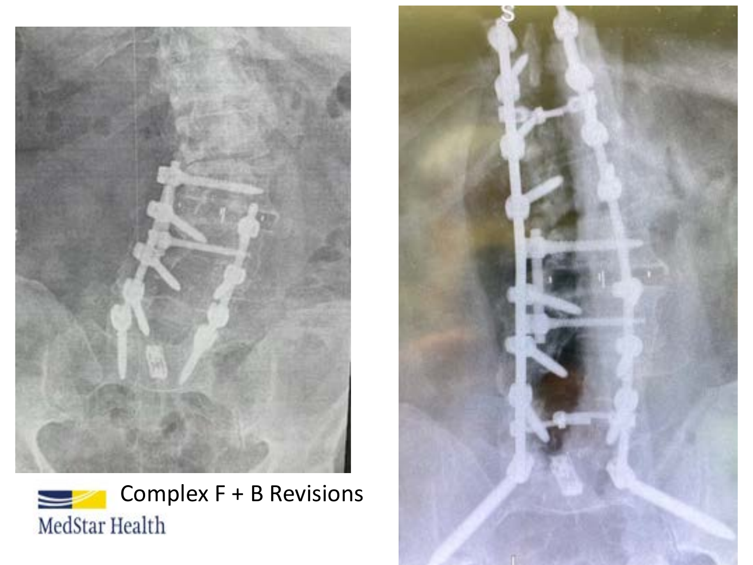Complex F + B Revisions

MedStar Health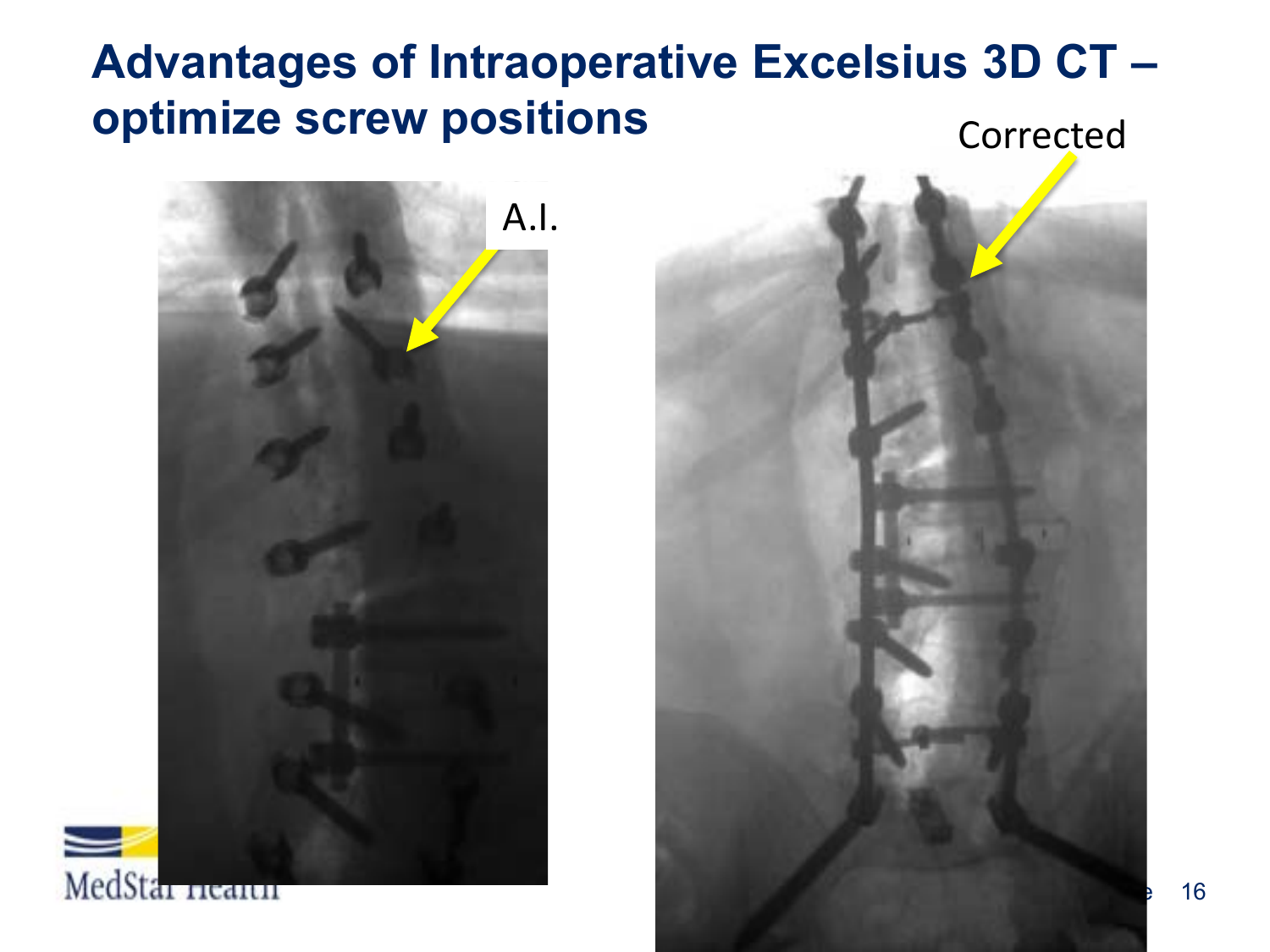# Advantages of Intraoperative Excelsius 3D CT – optimize screw positions

A.I.

Corrected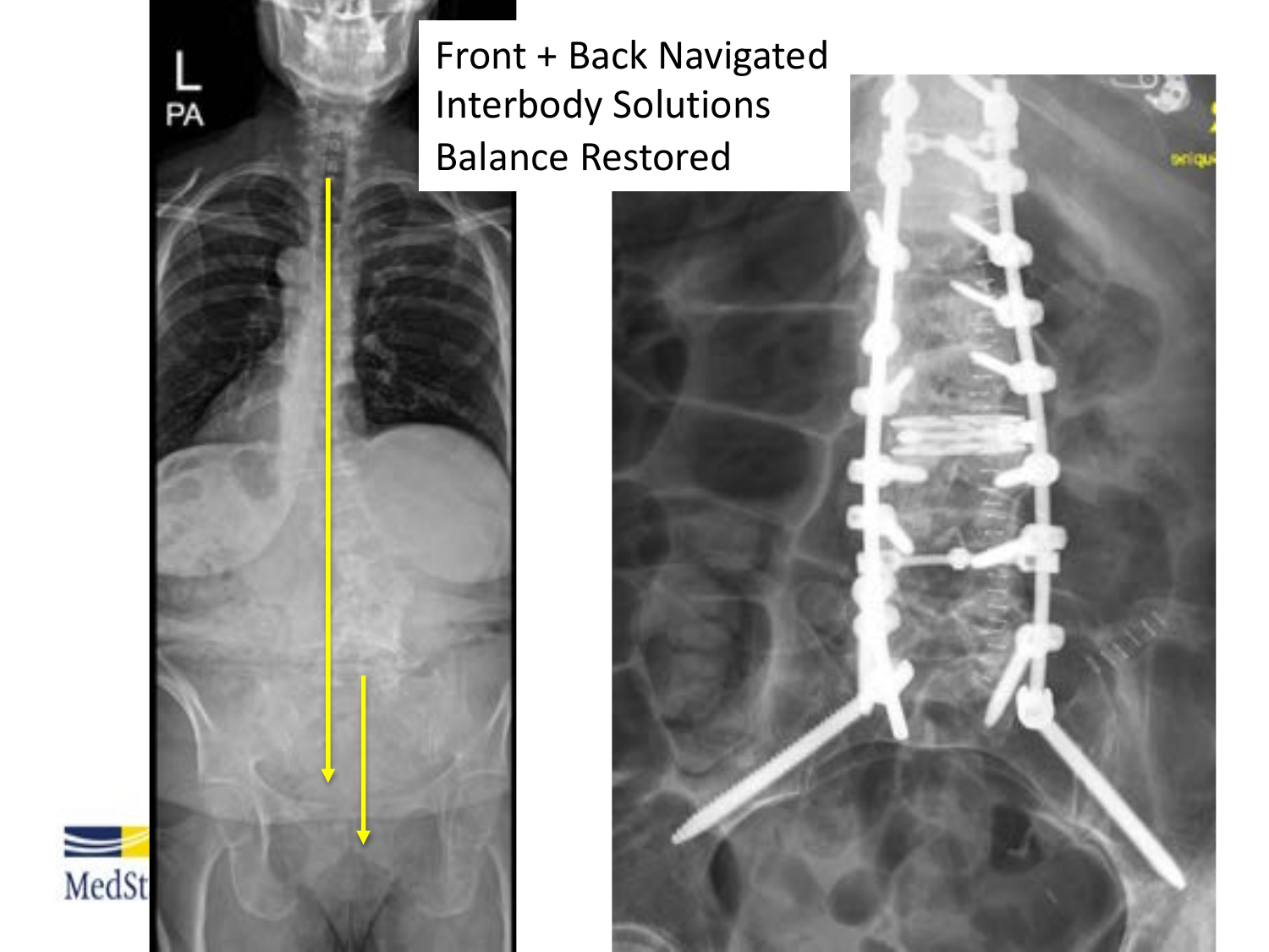Front + Back Navigated
Interbody Solutions
Balance Restored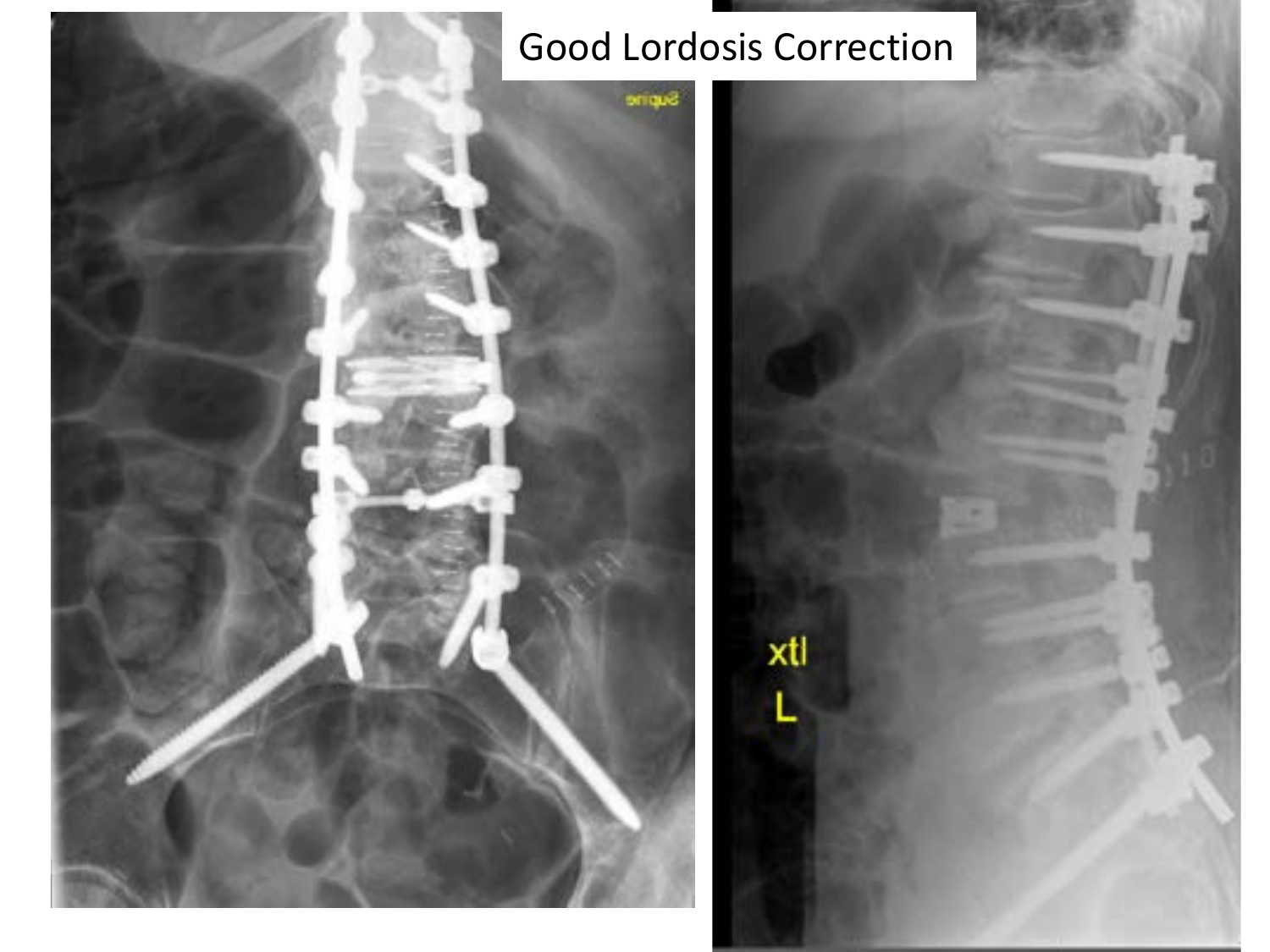# Good Lordosis Correction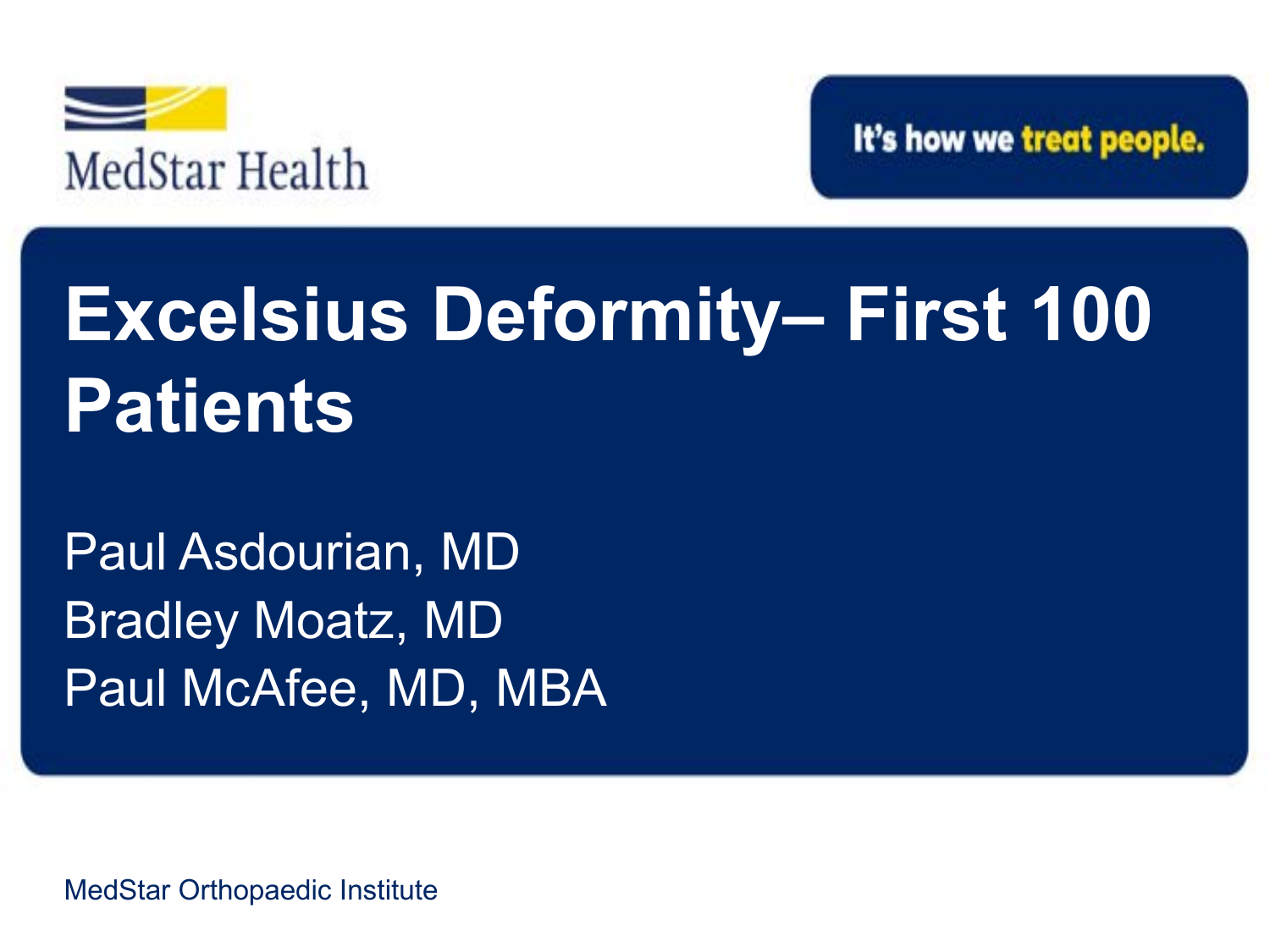MedStar Health

It's how we treat people.

# Excelsius Deformity– First 100 Patients

Paul Asdourian, MD
Bradley Moatz, MD
Paul McAfee, MD, MBA

MedStar Orthopaedic Institute